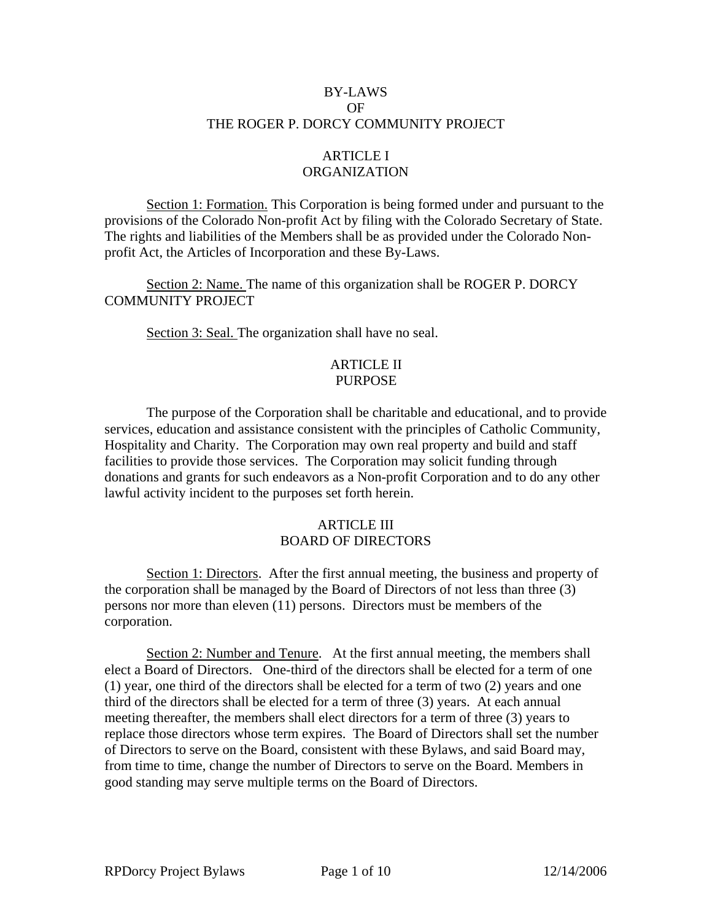# BY-LAWS
# OF
# THE ROGER P. DORCY COMMUNITY PROJECT

## ARTICLE I
## ORGANIZATION

<u>Section 1: Formation.</u> This Corporation is being formed under and pursuant to the provisions of the Colorado Non-profit Act by filing with the Colorado Secretary of State. The rights and liabilities of the Members shall be as provided under the Colorado Non-profit Act, the Articles of Incorporation and these By-Laws.

<u>Section 2: Name.</u> The name of this organization shall be ROGER P. DORCY COMMUNITY PROJECT

<u>Section 3: Seal.</u> The organization shall have no seal.

## ARTICLE II
## PURPOSE

The purpose of the Corporation shall be charitable and educational, and to provide services, education and assistance consistent with the principles of Catholic Community, Hospitality and Charity. The Corporation may own real property and build and staff facilities to provide those services. The Corporation may solicit funding through donations and grants for such endeavors as a Non-profit Corporation and to do any other lawful activity incident to the purposes set forth herein.

## ARTICLE III
## BOARD OF DIRECTORS

<u>Section 1: Directors</u>. After the first annual meeting, the business and property of the corporation shall be managed by the Board of Directors of not less than three (3) persons nor more than eleven (11) persons. Directors must be members of the corporation.

<u>Section 2: Number and Tenure</u>. At the first annual meeting, the members shall elect a Board of Directors. One-third of the directors shall be elected for a term of one (1) year, one third of the directors shall be elected for a term of two (2) years and one third of the directors shall be elected for a term of three (3) years. At each annual meeting thereafter, the members shall elect directors for a term of three (3) years to replace those directors whose term expires. The Board of Directors shall set the number of Directors to serve on the Board, consistent with these Bylaws, and said Board may, from time to time, change the number of Directors to serve on the Board. Members in good standing may serve multiple terms on the Board of Directors.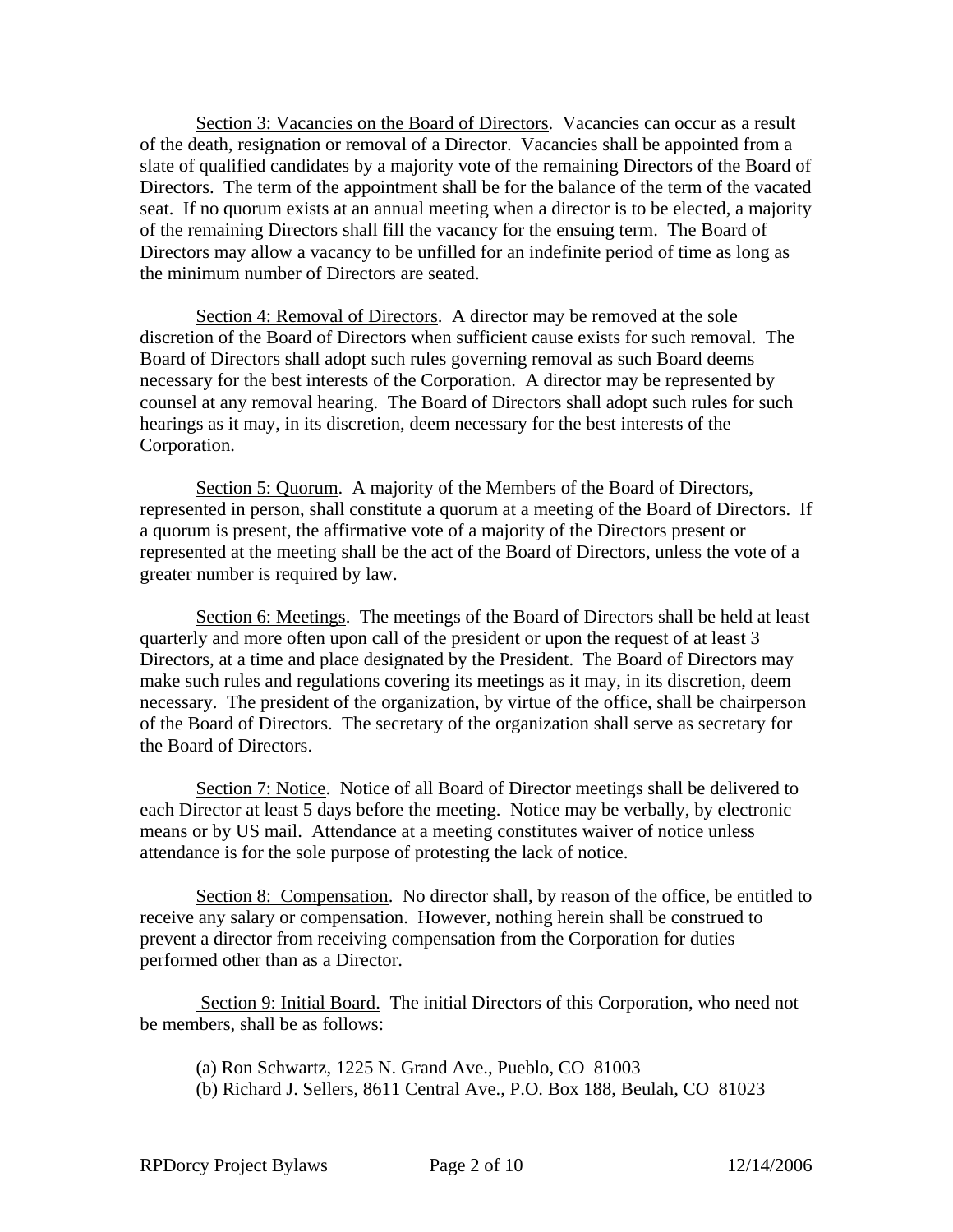<u>Section 3: Vacancies on the Board of Directors</u>. Vacancies can occur as a result of the death, resignation or removal of a Director. Vacancies shall be appointed from a slate of qualified candidates by a majority vote of the remaining Directors of the Board of Directors. The term of the appointment shall be for the balance of the term of the vacated seat. If no quorum exists at an annual meeting when a director is to be elected, a majority of the remaining Directors shall fill the vacancy for the ensuing term. The Board of Directors may allow a vacancy to be unfilled for an indefinite period of time as long as the minimum number of Directors are seated.

<u>Section 4: Removal of Directors</u>. A director may be removed at the sole discretion of the Board of Directors when sufficient cause exists for such removal. The Board of Directors shall adopt such rules governing removal as such Board deems necessary for the best interests of the Corporation. A director may be represented by counsel at any removal hearing. The Board of Directors shall adopt such rules for such hearings as it may, in its discretion, deem necessary for the best interests of the Corporation.

<u>Section 5: Quorum</u>. A majority of the Members of the Board of Directors, represented in person, shall constitute a quorum at a meeting of the Board of Directors. If a quorum is present, the affirmative vote of a majority of the Directors present or represented at the meeting shall be the act of the Board of Directors, unless the vote of a greater number is required by law.

<u>Section 6: Meetings</u>. The meetings of the Board of Directors shall be held at least quarterly and more often upon call of the president or upon the request of at least 3 Directors, at a time and place designated by the President. The Board of Directors may make such rules and regulations covering its meetings as it may, in its discretion, deem necessary. The president of the organization, by virtue of the office, shall be chairperson of the Board of Directors. The secretary of the organization shall serve as secretary for the Board of Directors.

<u>Section 7: Notice</u>. Notice of all Board of Director meetings shall be delivered to each Director at least 5 days before the meeting. Notice may be verbally, by electronic means or by US mail. Attendance at a meeting constitutes waiver of notice unless attendance is for the sole purpose of protesting the lack of notice.

<u>Section 8: Compensation</u>. No director shall, by reason of the office, be entitled to receive any salary or compensation. However, nothing herein shall be construed to prevent a director from receiving compensation from the Corporation for duties performed other than as a Director.

<u>Section 9: Initial Board.</u> The initial Directors of this Corporation, who need not be members, shall be as follows:

(a) Ron Schwartz, 1225 N. Grand Ave., Pueblo, CO 81003
(b) Richard J. Sellers, 8611 Central Ave., P.O. Box 188, Beulah, CO 81023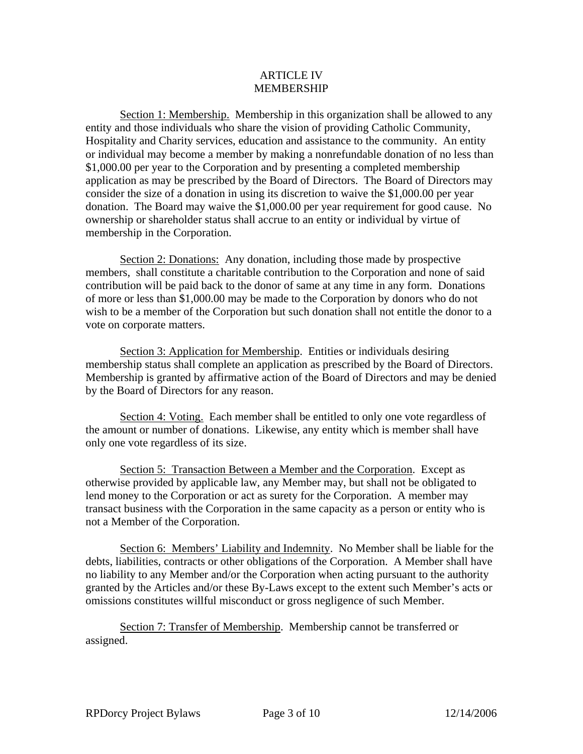# ARTICLE IV
# MEMBERSHIP

Section 1: Membership. Membership in this organization shall be allowed to any entity and those individuals who share the vision of providing Catholic Community, Hospitality and Charity services, education and assistance to the community. An entity or individual may become a member by making a nonrefundable donation of no less than $1,000.00 per year to the Corporation and by presenting a completed membership application as may be prescribed by the Board of Directors. The Board of Directors may consider the size of a donation in using its discretion to waive the $1,000.00 per year donation. The Board may waive the $1,000.00 per year requirement for good cause. No ownership or shareholder status shall accrue to an entity or individual by virtue of membership in the Corporation.

Section 2: Donations: Any donation, including those made by prospective members, shall constitute a charitable contribution to the Corporation and none of said contribution will be paid back to the donor of same at any time in any form. Donations of more or less than $1,000.00 may be made to the Corporation by donors who do not wish to be a member of the Corporation but such donation shall not entitle the donor to a vote on corporate matters.

Section 3: Application for Membership. Entities or individuals desiring membership status shall complete an application as prescribed by the Board of Directors. Membership is granted by affirmative action of the Board of Directors and may be denied by the Board of Directors for any reason.

Section 4: Voting. Each member shall be entitled to only one vote regardless of the amount or number of donations. Likewise, any entity which is member shall have only one vote regardless of its size.

Section 5: Transaction Between a Member and the Corporation. Except as otherwise provided by applicable law, any Member may, but shall not be obligated to lend money to the Corporation or act as surety for the Corporation. A member may transact business with the Corporation in the same capacity as a person or entity who is not a Member of the Corporation.

Section 6: Members' Liability and Indemnity. No Member shall be liable for the debts, liabilities, contracts or other obligations of the Corporation. A Member shall have no liability to any Member and/or the Corporation when acting pursuant to the authority granted by the Articles and/or these By-Laws except to the extent such Member's acts or omissions constitutes willful misconduct or gross negligence of such Member.

Section 7: Transfer of Membership. Membership cannot be transferred or assigned.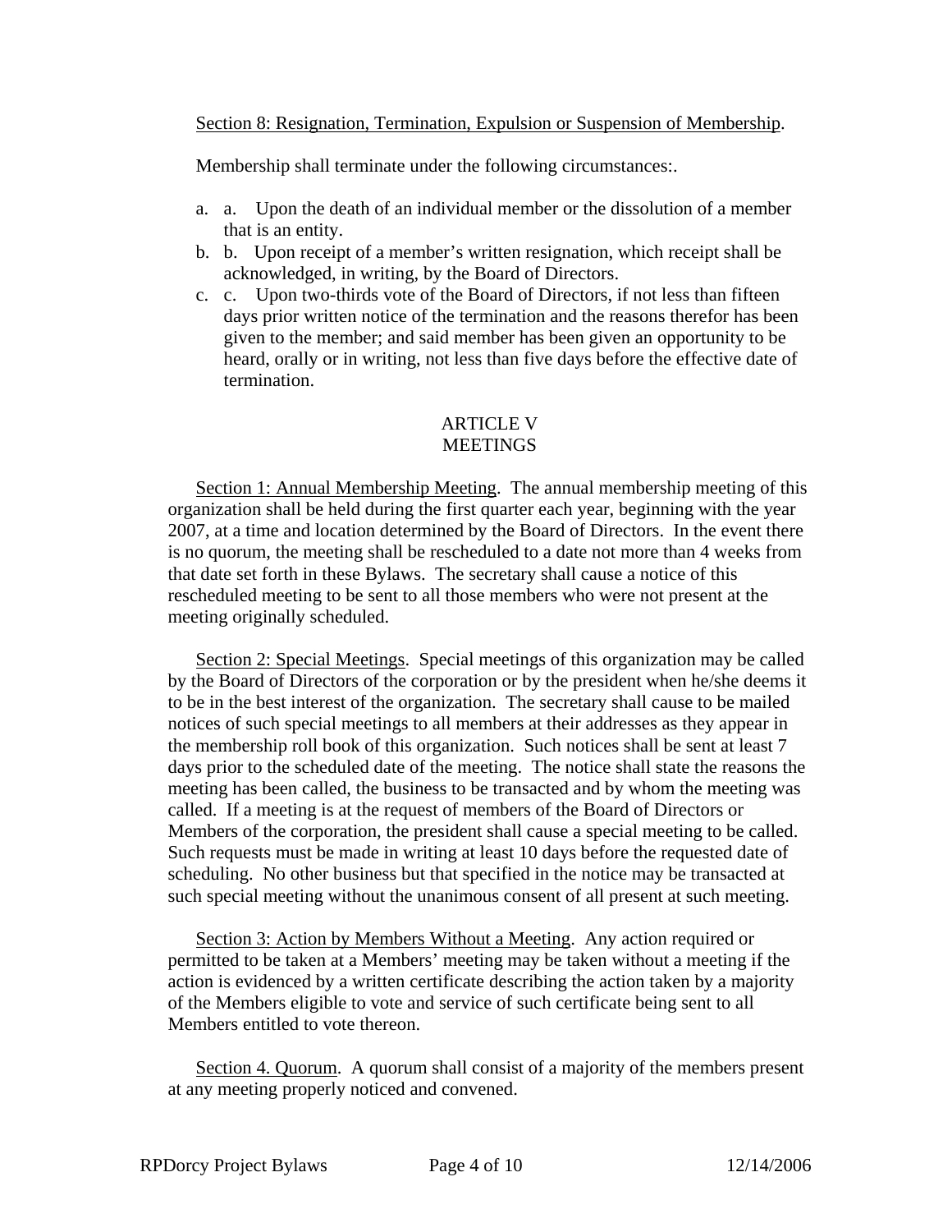Section 8: Resignation, Termination, Expulsion or Suspension of Membership.

Membership shall terminate under the following circumstances:.

a. a. Upon the death of an individual member or the dissolution of a member that is an entity.
b. b. Upon receipt of a member's written resignation, which receipt shall be acknowledged, in writing, by the Board of Directors.
c. c. Upon two-thirds vote of the Board of Directors, if not less than fifteen days prior written notice of the termination and the reasons therefor has been given to the member; and said member has been given an opportunity to be heard, orally or in writing, not less than five days before the effective date of termination.

## ARTICLE V
## MEETINGS

Section 1: Annual Membership Meeting. The annual membership meeting of this organization shall be held during the first quarter each year, beginning with the year 2007, at a time and location determined by the Board of Directors. In the event there is no quorum, the meeting shall be rescheduled to a date not more than 4 weeks from that date set forth in these Bylaws. The secretary shall cause a notice of this rescheduled meeting to be sent to all those members who were not present at the meeting originally scheduled.

Section 2: Special Meetings. Special meetings of this organization may be called by the Board of Directors of the corporation or by the president when he/she deems it to be in the best interest of the organization. The secretary shall cause to be mailed notices of such special meetings to all members at their addresses as they appear in the membership roll book of this organization. Such notices shall be sent at least 7 days prior to the scheduled date of the meeting. The notice shall state the reasons the meeting has been called, the business to be transacted and by whom the meeting was called. If a meeting is at the request of members of the Board of Directors or Members of the corporation, the president shall cause a special meeting to be called. Such requests must be made in writing at least 10 days before the requested date of scheduling. No other business but that specified in the notice may be transacted at such special meeting without the unanimous consent of all present at such meeting.

Section 3: Action by Members Without a Meeting. Any action required or permitted to be taken at a Members' meeting may be taken without a meeting if the action is evidenced by a written certificate describing the action taken by a majority of the Members eligible to vote and service of such certificate being sent to all Members entitled to vote thereon.

Section 4. Quorum. A quorum shall consist of a majority of the members present at any meeting properly noticed and convened.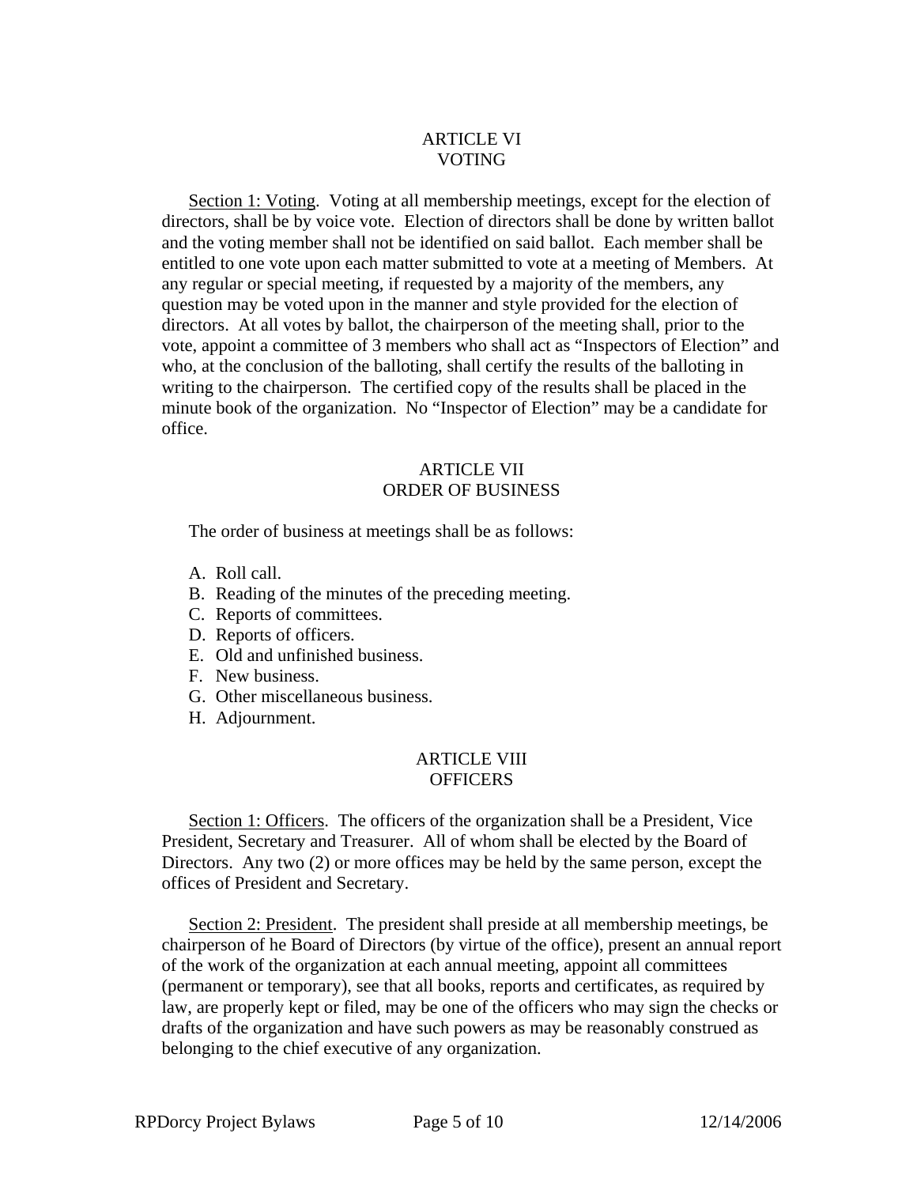## ARTICLE VI
## VOTING

<u>Section 1: Voting</u>. Voting at all membership meetings, except for the election of directors, shall be by voice vote. Election of directors shall be done by written ballot and the voting member shall not be identified on said ballot. Each member shall be entitled to one vote upon each matter submitted to vote at a meeting of Members. At any regular or special meeting, if requested by a majority of the members, any question may be voted upon in the manner and style provided for the election of directors. At all votes by ballot, the chairperson of the meeting shall, prior to the vote, appoint a committee of 3 members who shall act as "Inspectors of Election" and who, at the conclusion of the balloting, shall certify the results of the balloting in writing to the chairperson. The certified copy of the results shall be placed in the minute book of the organization. No "Inspector of Election" may be a candidate for office.

## ARTICLE VII
## ORDER OF BUSINESS

The order of business at meetings shall be as follows:

A. Roll call.
B. Reading of the minutes of the preceding meeting.
C. Reports of committees.
D. Reports of officers.
E. Old and unfinished business.
F. New business.
G. Other miscellaneous business.
H. Adjournment.

## ARTICLE VIII
## OFFICERS

<u>Section 1: Officers</u>. The officers of the organization shall be a President, Vice President, Secretary and Treasurer. All of whom shall be elected by the Board of Directors. Any two (2) or more offices may be held by the same person, except the offices of President and Secretary.

<u>Section 2: President</u>. The president shall preside at all membership meetings, be chairperson of he Board of Directors (by virtue of the office), present an annual report of the work of the organization at each annual meeting, appoint all committees (permanent or temporary), see that all books, reports and certificates, as required by law, are properly kept or filed, may be one of the officers who may sign the checks or drafts of the organization and have such powers as may be reasonably construed as belonging to the chief executive of any organization.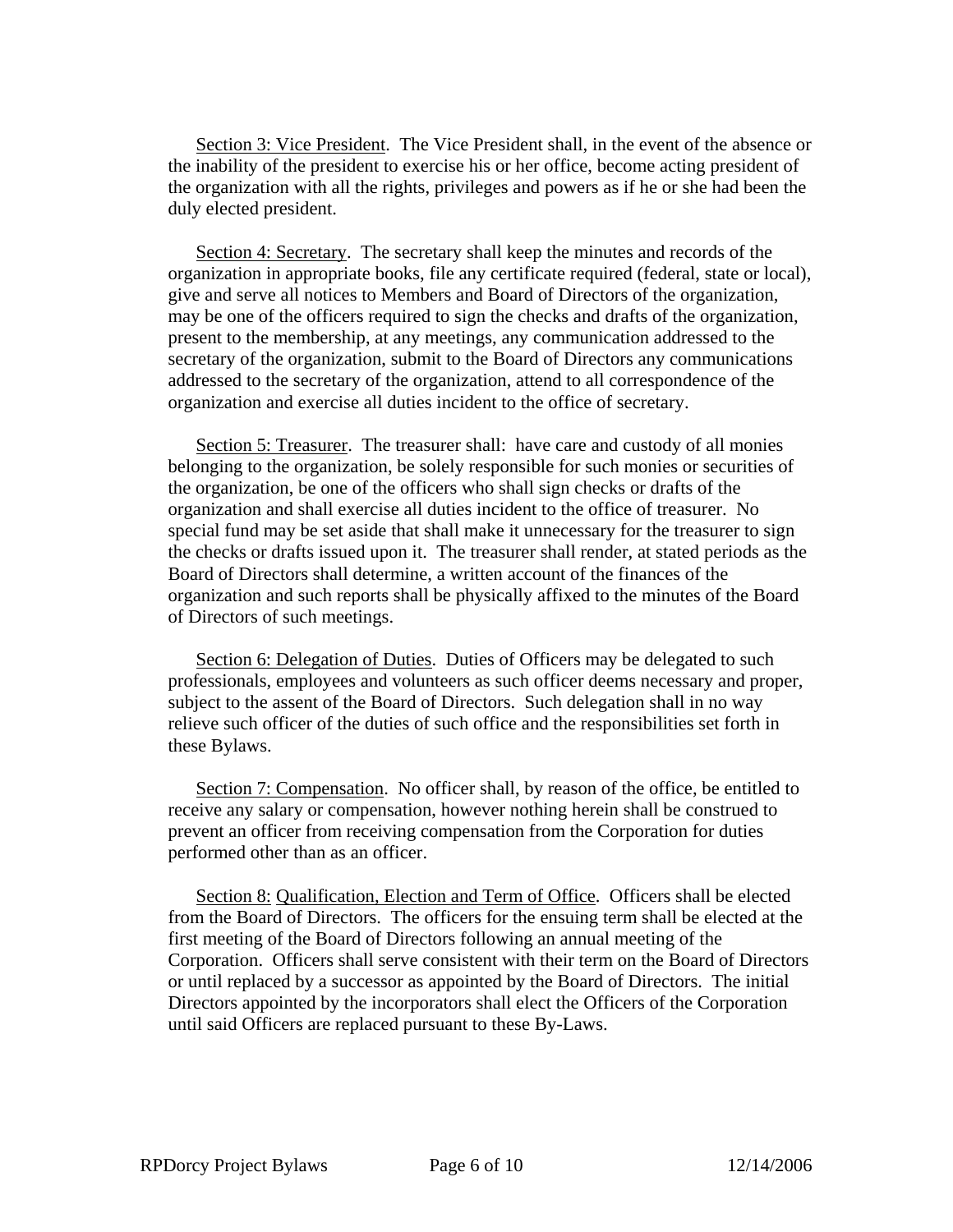Section 3: Vice President. The Vice President shall, in the event of the absence or the inability of the president to exercise his or her office, become acting president of the organization with all the rights, privileges and powers as if he or she had been the duly elected president.

Section 4: Secretary. The secretary shall keep the minutes and records of the organization in appropriate books, file any certificate required (federal, state or local), give and serve all notices to Members and Board of Directors of the organization, may be one of the officers required to sign the checks and drafts of the organization, present to the membership, at any meetings, any communication addressed to the secretary of the organization, submit to the Board of Directors any communications addressed to the secretary of the organization, attend to all correspondence of the organization and exercise all duties incident to the office of secretary.

Section 5: Treasurer. The treasurer shall: have care and custody of all monies belonging to the organization, be solely responsible for such monies or securities of the organization, be one of the officers who shall sign checks or drafts of the organization and shall exercise all duties incident to the office of treasurer. No special fund may be set aside that shall make it unnecessary for the treasurer to sign the checks or drafts issued upon it. The treasurer shall render, at stated periods as the Board of Directors shall determine, a written account of the finances of the organization and such reports shall be physically affixed to the minutes of the Board of Directors of such meetings.

Section 6: Delegation of Duties. Duties of Officers may be delegated to such professionals, employees and volunteers as such officer deems necessary and proper, subject to the assent of the Board of Directors. Such delegation shall in no way relieve such officer of the duties of such office and the responsibilities set forth in these Bylaws.

Section 7: Compensation. No officer shall, by reason of the office, be entitled to receive any salary or compensation, however nothing herein shall be construed to prevent an officer from receiving compensation from the Corporation for duties performed other than as an officer.

Section 8: Qualification, Election and Term of Office. Officers shall be elected from the Board of Directors. The officers for the ensuing term shall be elected at the first meeting of the Board of Directors following an annual meeting of the Corporation. Officers shall serve consistent with their term on the Board of Directors or until replaced by a successor as appointed by the Board of Directors. The initial Directors appointed by the incorporators shall elect the Officers of the Corporation until said Officers are replaced pursuant to these By-Laws.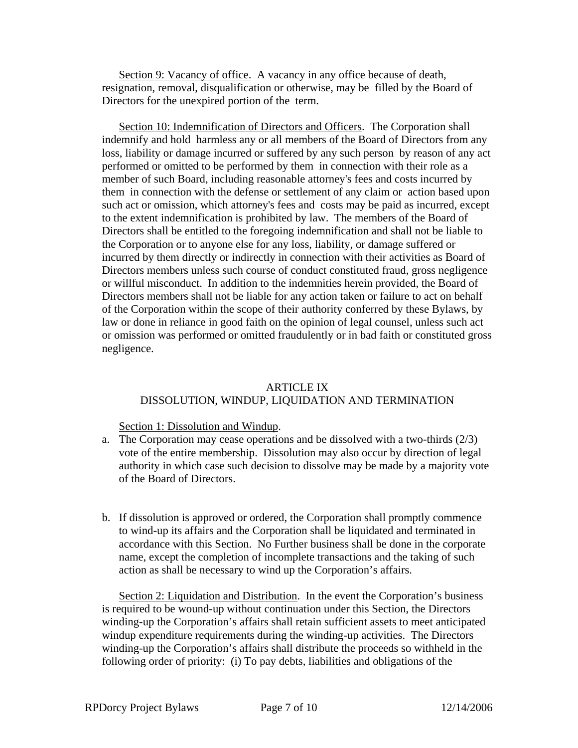Section 9: Vacancy of office. A vacancy in any office because of death, resignation, removal, disqualification or otherwise, may be filled by the Board of Directors for the unexpired portion of the term.

Section 10: Indemnification of Directors and Officers. The Corporation shall indemnify and hold harmless any or all members of the Board of Directors from any loss, liability or damage incurred or suffered by any such person by reason of any act performed or omitted to be performed by them in connection with their role as a member of such Board, including reasonable attorney's fees and costs incurred by them in connection with the defense or settlement of any claim or action based upon such act or omission, which attorney's fees and costs may be paid as incurred, except to the extent indemnification is prohibited by law. The members of the Board of Directors shall be entitled to the foregoing indemnification and shall not be liable to the Corporation or to anyone else for any loss, liability, or damage suffered or incurred by them directly or indirectly in connection with their activities as Board of Directors members unless such course of conduct constituted fraud, gross negligence or willful misconduct. In addition to the indemnities herein provided, the Board of Directors members shall not be liable for any action taken or failure to act on behalf of the Corporation within the scope of their authority conferred by these Bylaws, by law or done in reliance in good faith on the opinion of legal counsel, unless such act or omission was performed or omitted fraudulently or in bad faith or constituted gross negligence.

## ARTICLE IX
## DISSOLUTION, WINDUP, LIQUIDATION AND TERMINATION

Section 1: Dissolution and Windup.

a. The Corporation may cease operations and be dissolved with a two-thirds (2/3) vote of the entire membership. Dissolution may also occur by direction of legal authority in which case such decision to dissolve may be made by a majority vote of the Board of Directors.

b. If dissolution is approved or ordered, the Corporation shall promptly commence to wind-up its affairs and the Corporation shall be liquidated and terminated in accordance with this Section. No Further business shall be done in the corporate name, except the completion of incomplete transactions and the taking of such action as shall be necessary to wind up the Corporation's affairs.

Section 2: Liquidation and Distribution. In the event the Corporation's business is required to be wound-up without continuation under this Section, the Directors winding-up the Corporation's affairs shall retain sufficient assets to meet anticipated windup expenditure requirements during the winding-up activities. The Directors winding-up the Corporation's affairs shall distribute the proceeds so withheld in the following order of priority: (i) To pay debts, liabilities and obligations of the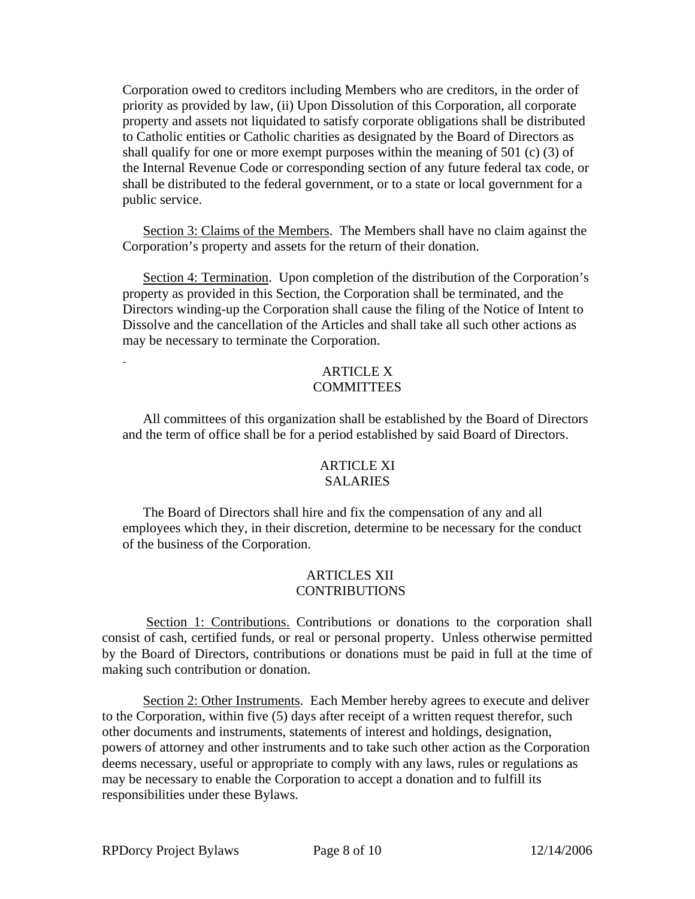Corporation owed to creditors including Members who are creditors, in the order of priority as provided by law, (ii) Upon Dissolution of this Corporation, all corporate property and assets not liquidated to satisfy corporate obligations shall be distributed to Catholic entities or Catholic charities as designated by the Board of Directors as shall qualify for one or more exempt purposes within the meaning of 501 (c) (3) of the Internal Revenue Code or corresponding section of any future federal tax code, or shall be distributed to the federal government, or to a state or local government for a public service.

Section 3: Claims of the Members. The Members shall have no claim against the Corporation's property and assets for the return of their donation.

Section 4: Termination. Upon completion of the distribution of the Corporation's property as provided in this Section, the Corporation shall be terminated, and the Directors winding-up the Corporation shall cause the filing of the Notice of Intent to Dissolve and the cancellation of the Articles and shall take all such other actions as may be necessary to terminate the Corporation.

## ARTICLE X
## COMMITTEES

All committees of this organization shall be established by the Board of Directors and the term of office shall be for a period established by said Board of Directors.

## ARTICLE XI
## SALARIES

The Board of Directors shall hire and fix the compensation of any and all employees which they, in their discretion, determine to be necessary for the conduct of the business of the Corporation.

## ARTICLES XII
## CONTRIBUTIONS

Section 1: Contributions. Contributions or donations to the corporation shall consist of cash, certified funds, or real or personal property. Unless otherwise permitted by the Board of Directors, contributions or donations must be paid in full at the time of making such contribution or donation.

Section 2: Other Instruments. Each Member hereby agrees to execute and deliver to the Corporation, within five (5) days after receipt of a written request therefor, such other documents and instruments, statements of interest and holdings, designation, powers of attorney and other instruments and to take such other action as the Corporation deems necessary, useful or appropriate to comply with any laws, rules or regulations as may be necessary to enable the Corporation to accept a donation and to fulfill its responsibilities under these Bylaws.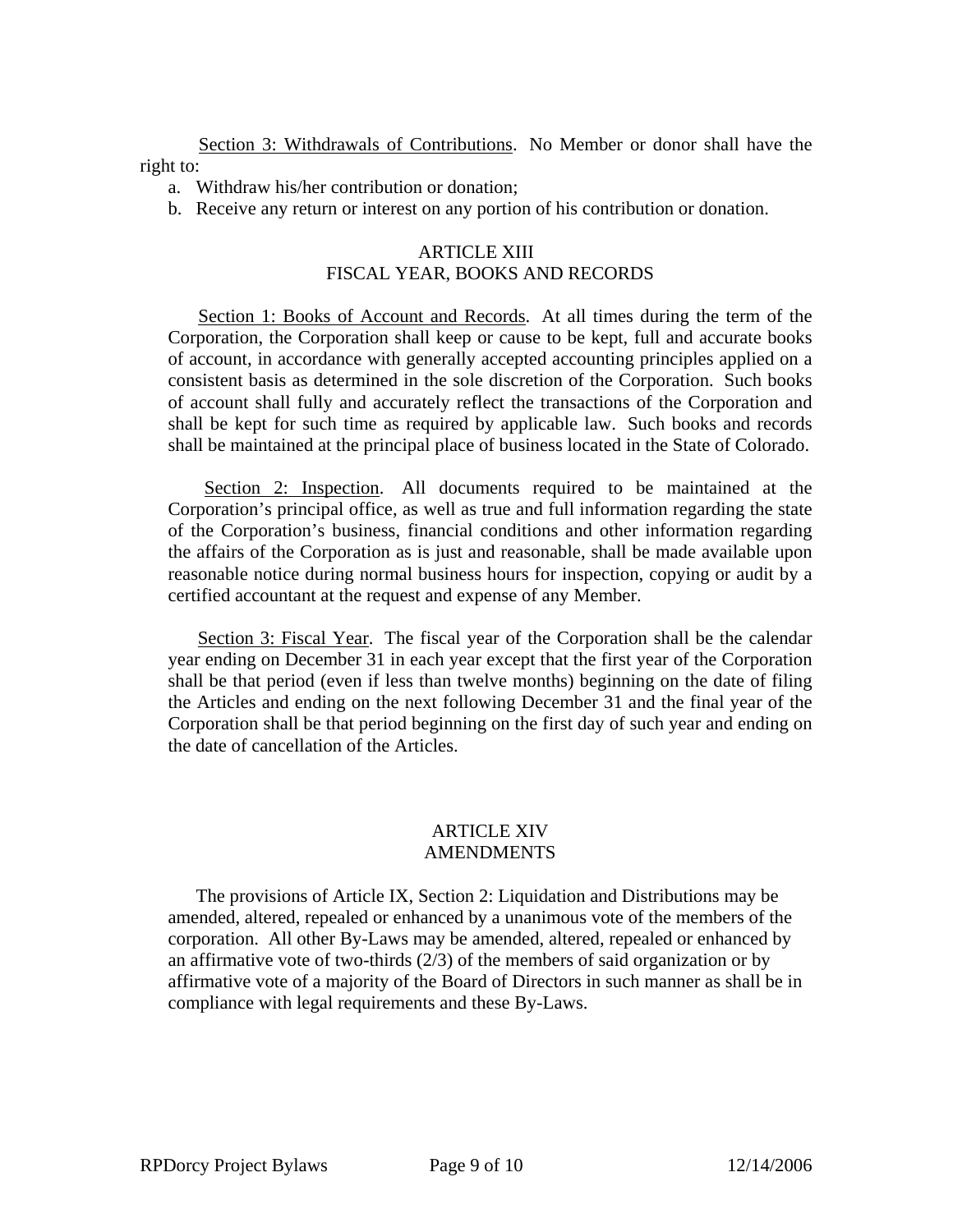Section 3: Withdrawals of Contributions. No Member or donor shall have the right to:

a. Withdraw his/her contribution or donation;
b. Receive any return or interest on any portion of his contribution or donation.

## ARTICLE XIII
## FISCAL YEAR, BOOKS AND RECORDS

Section 1: Books of Account and Records. At all times during the term of the Corporation, the Corporation shall keep or cause to be kept, full and accurate books of account, in accordance with generally accepted accounting principles applied on a consistent basis as determined in the sole discretion of the Corporation. Such books of account shall fully and accurately reflect the transactions of the Corporation and shall be kept for such time as required by applicable law. Such books and records shall be maintained at the principal place of business located in the State of Colorado.

Section 2: Inspection. All documents required to be maintained at the Corporation's principal office, as well as true and full information regarding the state of the Corporation's business, financial conditions and other information regarding the affairs of the Corporation as is just and reasonable, shall be made available upon reasonable notice during normal business hours for inspection, copying or audit by a certified accountant at the request and expense of any Member.

Section 3: Fiscal Year. The fiscal year of the Corporation shall be the calendar year ending on December 31 in each year except that the first year of the Corporation shall be that period (even if less than twelve months) beginning on the date of filing the Articles and ending on the next following December 31 and the final year of the Corporation shall be that period beginning on the first day of such year and ending on the date of cancellation of the Articles.

## ARTICLE XIV
## AMENDMENTS

The provisions of Article IX, Section 2: Liquidation and Distributions may be amended, altered, repealed or enhanced by a unanimous vote of the members of the corporation. All other By-Laws may be amended, altered, repealed or enhanced by an affirmative vote of two-thirds (2/3) of the members of said organization or by affirmative vote of a majority of the Board of Directors in such manner as shall be in compliance with legal requirements and these By-Laws.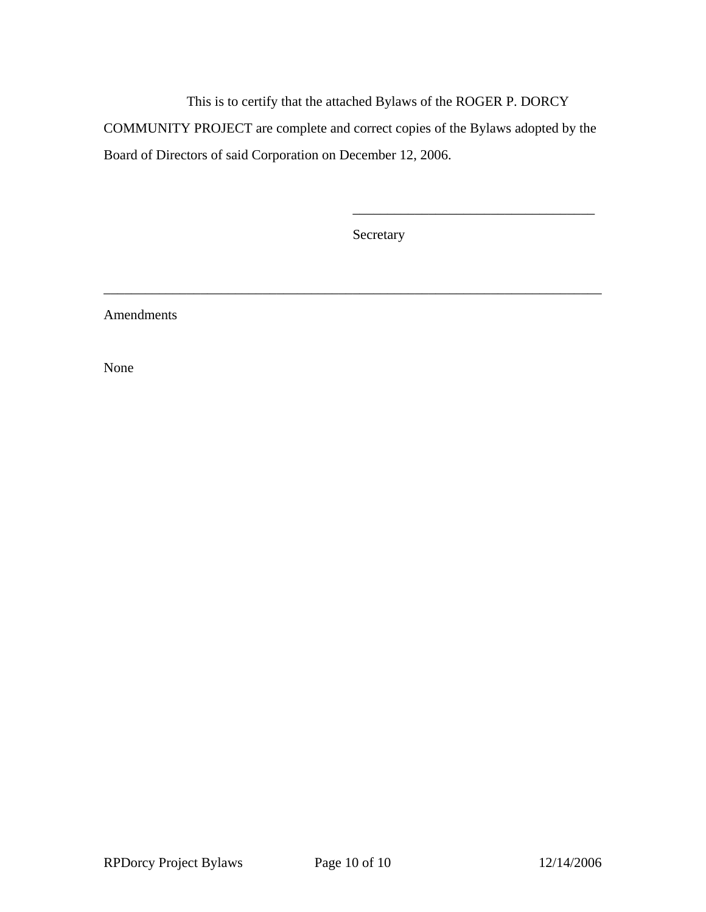This is to certify that the attached Bylaws of the ROGER P. DORCY COMMUNITY PROJECT are complete and correct copies of the Bylaws adopted by the Board of Directors of said Corporation on December 12, 2006.

\_\_\_\_\_\_\_\_\_\_\_\_\_\_\_\_\_\_\_\_\_\_\_\_\_\_\_\_\_\_\_\_\_\_\_\_

Secretary

---

Amendments

None